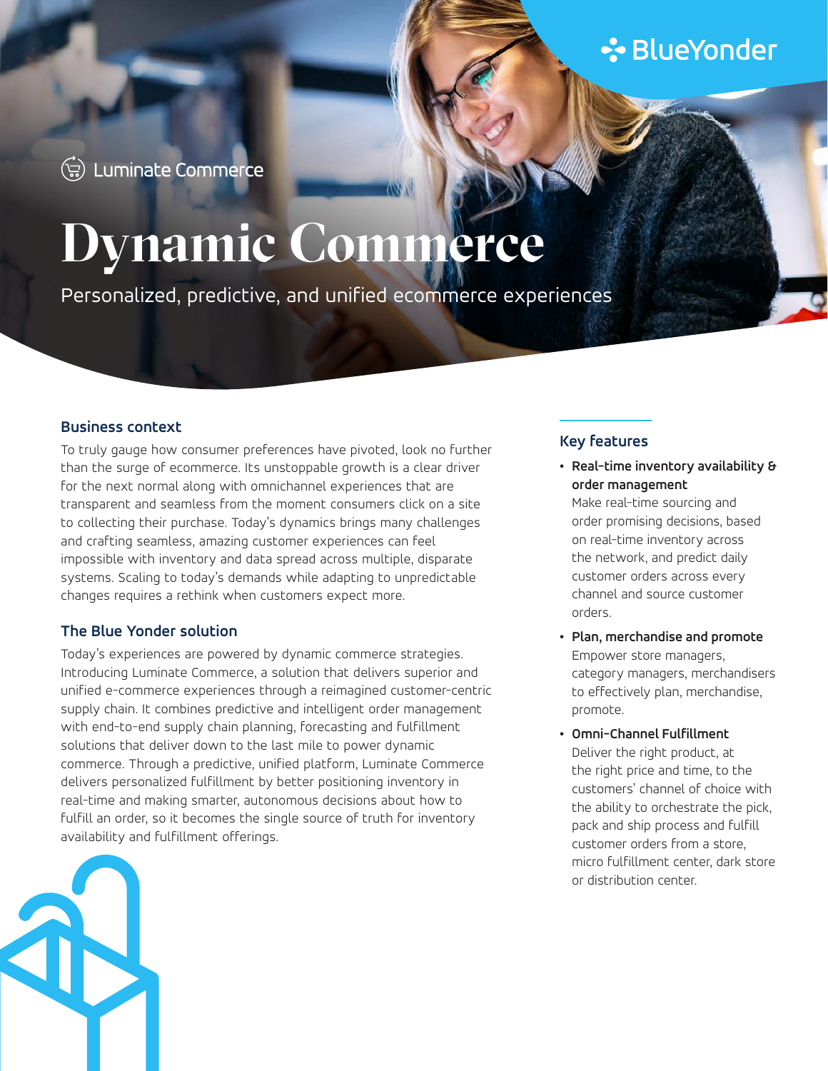BlueYonder

Luminate Commerce

# Dynamic Commerce

Personalized, predictive, and unified ecommerce experiences

## Business context

To truly gauge how consumer preferences have pivoted, look no further than the surge of ecommerce. Its unstoppable growth is a clear driver for the next normal along with omnichannel experiences that are transparent and seamless from the moment consumers click on a site to collecting their purchase. Today's dynamics brings many challenges and crafting seamless, amazing customer experiences can feel impossible with inventory and data spread across multiple, disparate systems. Scaling to today's demands while adapting to unpredictable changes requires a rethink when customers expect more.

## The Blue Yonder solution

Today's experiences are powered by dynamic commerce strategies. Introducing Luminate Commerce, a solution that delivers superior and unified e-commerce experiences through a reimagined customer-centric supply chain. It combines predictive and intelligent order management with end-to-end supply chain planning, forecasting and fulfillment solutions that deliver down to the last mile to power dynamic commerce. Through a predictive, unified platform, Luminate Commerce delivers personalized fulfillment by better positioning inventory in real-time and making smarter, autonomous decisions about how to fulfill an order, so it becomes the single source of truth for inventory availability and fulfillment offerings.

## Key features

- **Real-time inventory availability & order management**
  Make real-time sourcing and order promising decisions, based on real-time inventory across the network, and predict daily customer orders across every channel and source customer orders.
- **Plan, merchandise and promote**
  Empower store managers, category managers, merchandisers to effectively plan, merchandise, promote.
- **Omni-Channel Fulfillment**
  Deliver the right product, at the right price and time, to the customers' channel of choice with the ability to orchestrate the pick, pack and ship process and fulfill customer orders from a store, micro fulfillment center, dark store or distribution center.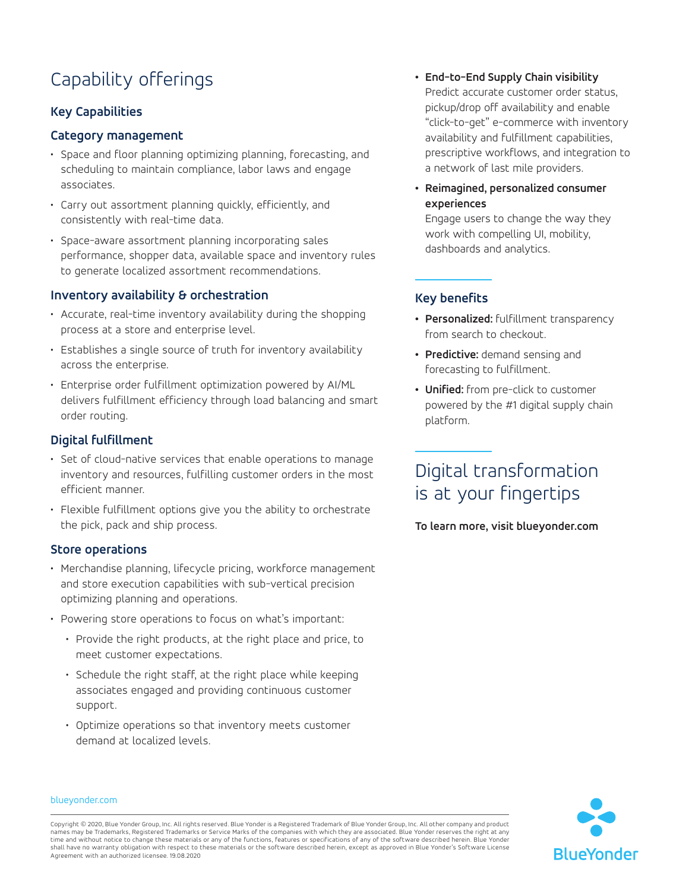# Capability offerings

## Key Capabilities

### Category management

- Space and floor planning optimizing planning, forecasting, and scheduling to maintain compliance, labor laws and engage associates.
- Carry out assortment planning quickly, efficiently, and consistently with real-time data.
- Space-aware assortment planning incorporating sales performance, shopper data, available space and inventory rules to generate localized assortment recommendations.

### Inventory availability & orchestration

- Accurate, real-time inventory availability during the shopping process at a store and enterprise level.
- Establishes a single source of truth for inventory availability across the enterprise.
- Enterprise order fulfillment optimization powered by AI/ML delivers fulfillment efficiency through load balancing and smart order routing.

### Digital fulfillment

- Set of cloud-native services that enable operations to manage inventory and resources, fulfilling customer orders in the most efficient manner.
- Flexible fulfillment options give you the ability to orchestrate the pick, pack and ship process.

### Store operations

- Merchandise planning, lifecycle pricing, workforce management and store execution capabilities with sub-vertical precision optimizing planning and operations.
- Powering store operations to focus on what's important:
  - Provide the right products, at the right place and price, to meet customer expectations.
  - Schedule the right staff, at the right place while keeping associates engaged and providing continuous customer support.
  - Optimize operations so that inventory meets customer demand at localized levels.

- **End-to-End Supply Chain visibility**
  Predict accurate customer order status, pickup/drop off availability and enable "click-to-get" e-commerce with inventory availability and fulfillment capabilities, prescriptive workflows, and integration to a network of last mile providers.
- **Reimagined, personalized consumer experiences**
  Engage users to change the way they work with compelling UI, mobility, dashboards and analytics.

## Key benefits

- **Personalized:** fulfillment transparency from search to checkout.
- **Predictive:** demand sensing and forecasting to fulfillment.
- **Unified:** from pre-click to customer powered by the #1 digital supply chain platform.

# Digital transformation is at your fingertips

**To learn more, visit blueyonder.com**

blueyonder.com

Copyright © 2020, Blue Yonder Group, Inc. All rights reserved. Blue Yonder is a Registered Trademark of Blue Yonder Group, Inc. All other company and product names may be Trademarks, Registered Trademarks or Service Marks of the companies with which they are associated. Blue Yonder reserves the right at any time and without notice to change these materials or any of the functions, features or specifications of any of the software described herein. Blue Yonder shall have no warranty obligation with respect to these materials or the software described herein, except as approved in Blue Yonder's Software License Agreement with an authorized licensee. 19.08.2020

BlueYonder